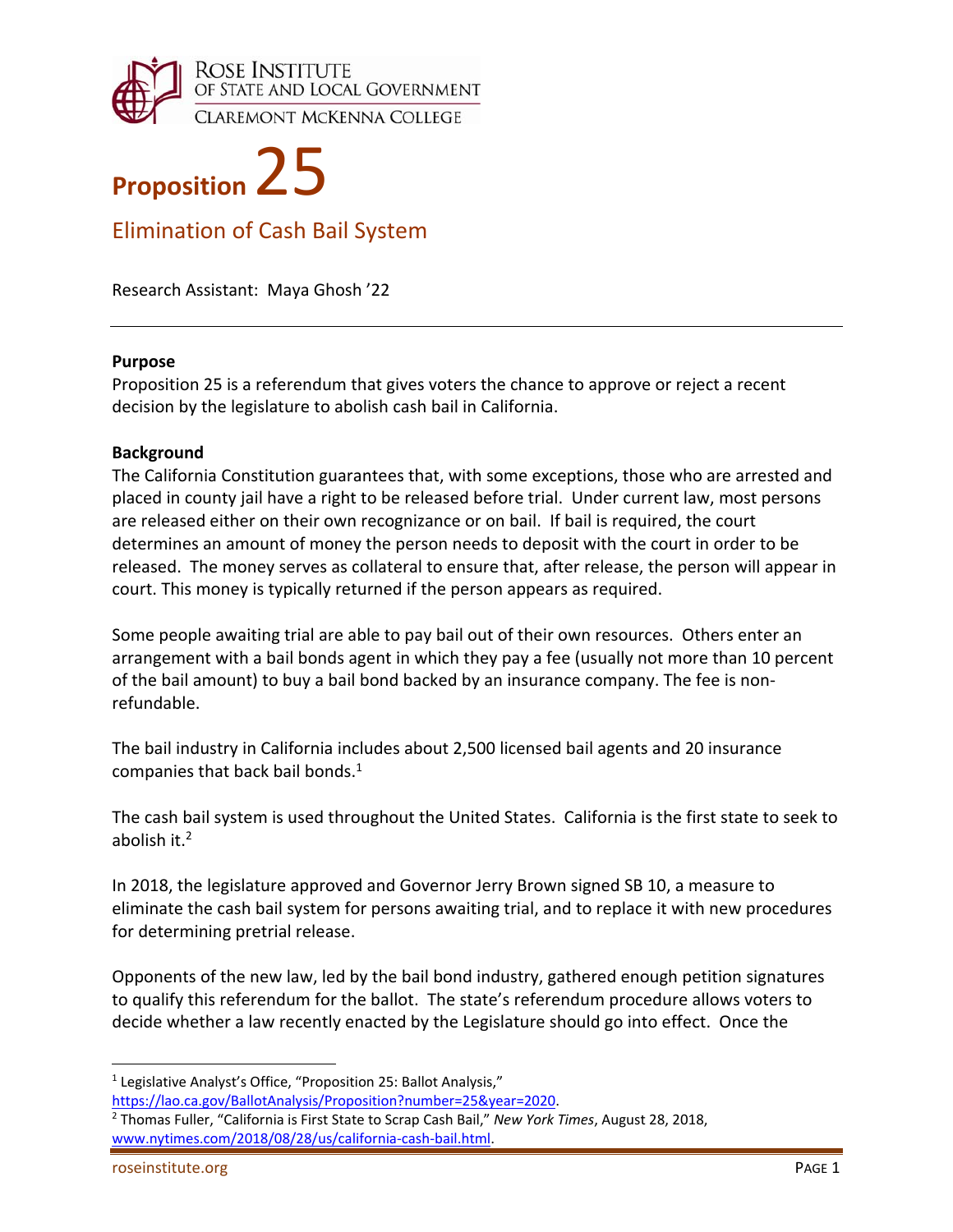# Proposition 25

## Elimination of Cash Bail System

Research Assistant: Maya Ghosh ’22

---

**Purpose**

Proposition 25 is a referendum that gives voters the chance to approve or reject a recent decision by the legislature to abolish cash bail in California.

**Background**

The California Constitution guarantees that, with some exceptions, those who are arrested and placed in county jail have a right to be released before trial. Under current law, most persons are released either on their own recognizance or on bail. If bail is required, the court determines an amount of money the person needs to deposit with the court in order to be released. The money serves as collateral to ensure that, after release, the person will appear in court. This money is typically returned if the person appears as required.

Some people awaiting trial are able to pay bail out of their own resources. Others enter an arrangement with a bail bonds agent in which they pay a fee (usually not more than 10 percent of the bail amount) to buy a bail bond backed by an insurance company. The fee is non-refundable.

The bail industry in California includes about 2,500 licensed bail agents and 20 insurance companies that back bail bonds.[1]

The cash bail system is used throughout the United States. California is the first state to seek to abolish it.[2]

In 2018, the legislature approved and Governor Jerry Brown signed SB 10, a measure to eliminate the cash bail system for persons awaiting trial, and to replace it with new procedures for determining pretrial release.

Opponents of the new law, led by the bail bond industry, gathered enough petition signatures to qualify this referendum for the ballot. The state’s referendum procedure allows voters to decide whether a law recently enacted by the Legislature should go into effect. Once the

---

[1] Legislative Analyst’s Office, “Proposition 25: Ballot Analysis,” https://lao.ca.gov/BallotAnalysis/Proposition?number=25&year=2020.

[2] Thomas Fuller, “California is First State to Scrap Cash Bail,” *New York Times*, August 28, 2018, www.nytimes.com/2018/08/28/us/california-cash-bail.html.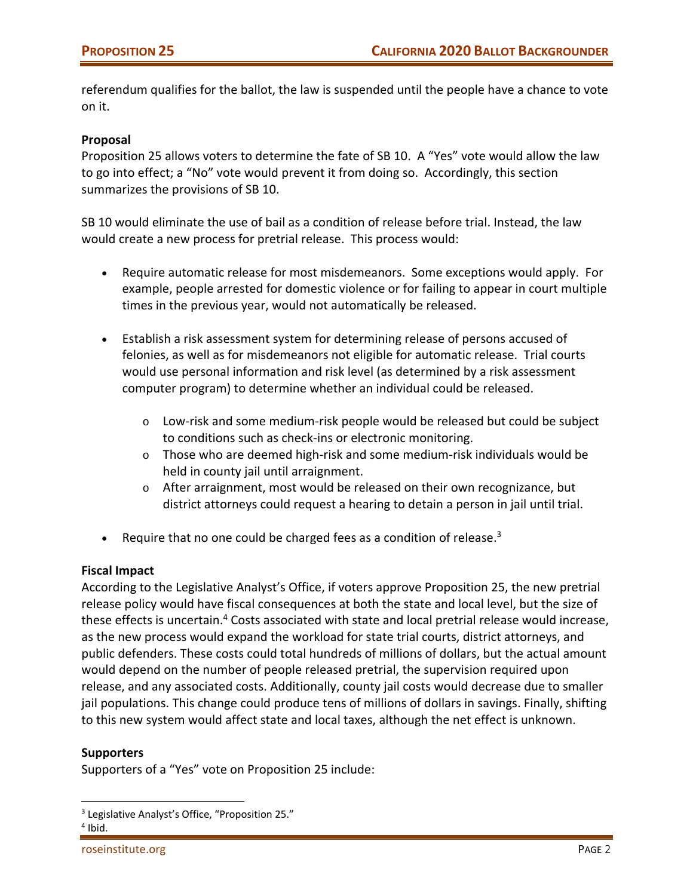referendum qualifies for the ballot, the law is suspended until the people have a chance to vote on it.

**Proposal**

Proposition 25 allows voters to determine the fate of SB 10. A "Yes" vote would allow the law to go into effect; a "No" vote would prevent it from doing so. Accordingly, this section summarizes the provisions of SB 10.

SB 10 would eliminate the use of bail as a condition of release before trial. Instead, the law would create a new process for pretrial release. This process would:

- Require automatic release for most misdemeanors. Some exceptions would apply. For example, people arrested for domestic violence or for failing to appear in court multiple times in the previous year, would not automatically be released.

- Establish a risk assessment system for determining release of persons accused of felonies, as well as for misdemeanors not eligible for automatic release. Trial courts would use personal information and risk level (as determined by a risk assessment computer program) to determine whether an individual could be released.

    - Low-risk and some medium-risk people would be released but could be subject to conditions such as check-ins or electronic monitoring.
    - Those who are deemed high-risk and some medium-risk individuals would be held in county jail until arraignment.
    - After arraignment, most would be released on their own recognizance, but district attorneys could request a hearing to detain a person in jail until trial.

- Require that no one could be charged fees as a condition of release.[3]

**Fiscal Impact**

According to the Legislative Analyst's Office, if voters approve Proposition 25, the new pretrial release policy would have fiscal consequences at both the state and local level, but the size of these effects is uncertain.[4] Costs associated with state and local pretrial release would increase, as the new process would expand the workload for state trial courts, district attorneys, and public defenders. These costs could total hundreds of millions of dollars, but the actual amount would depend on the number of people released pretrial, the supervision required upon release, and any associated costs. Additionally, county jail costs would decrease due to smaller jail populations. This change could produce tens of millions of dollars in savings. Finally, shifting to this new system would affect state and local taxes, although the net effect is unknown.

**Supporters**

Supporters of a "Yes" vote on Proposition 25 include:

---

[3] Legislative Analyst's Office, "Proposition 25."

[4] Ibid.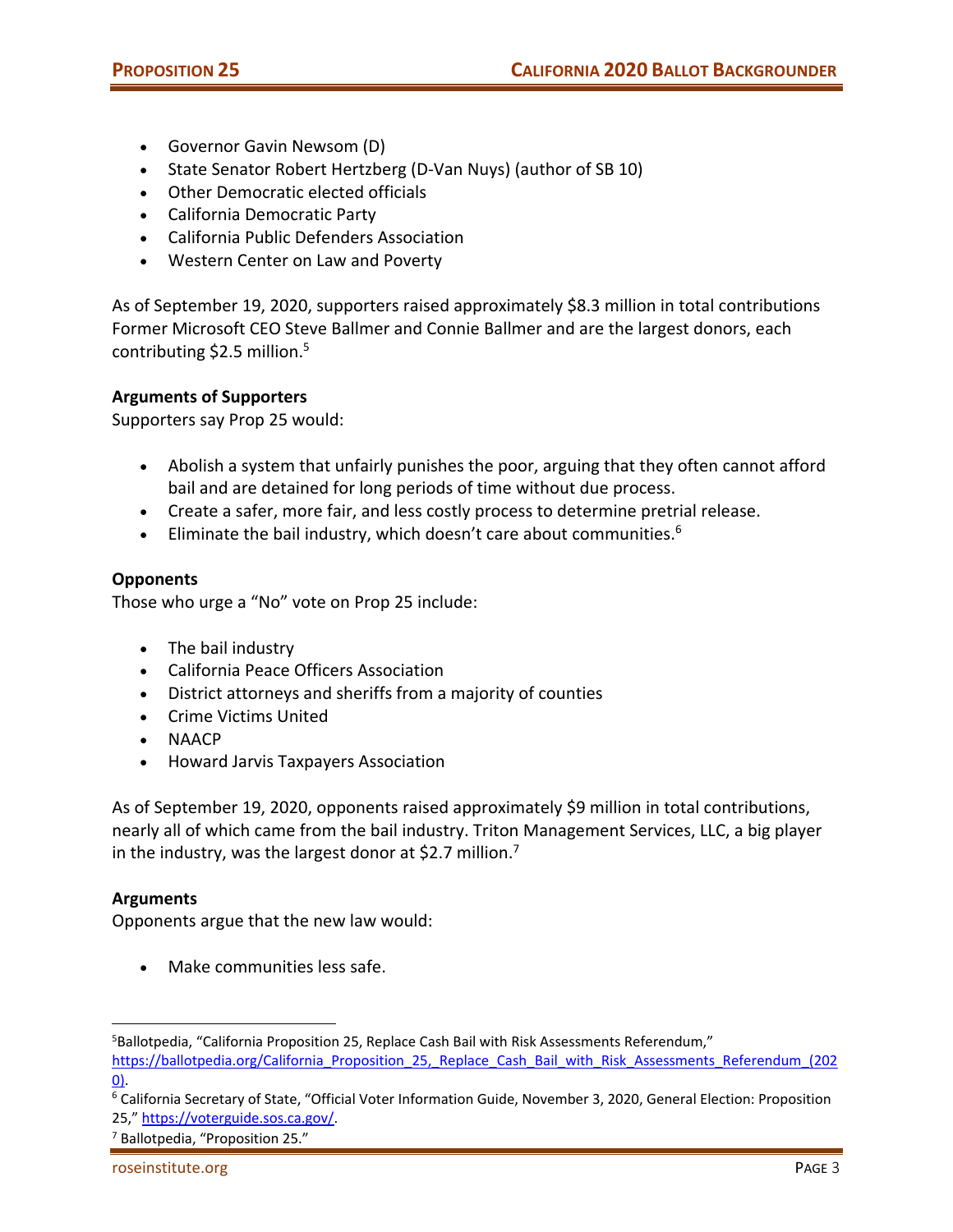- Governor Gavin Newsom (D)
- State Senator Robert Hertzberg (D-Van Nuys) (author of SB 10)
- Other Democratic elected officials
- California Democratic Party
- California Public Defenders Association
- Western Center on Law and Poverty

As of September 19, 2020, supporters raised approximately $8.3 million in total contributions Former Microsoft CEO Steve Ballmer and Connie Ballmer and are the largest donors, each contributing $2.5 million.[5]

**Arguments of Supporters**

Supporters say Prop 25 would:

- Abolish a system that unfairly punishes the poor, arguing that they often cannot afford bail and are detained for long periods of time without due process.
- Create a safer, more fair, and less costly process to determine pretrial release.
- Eliminate the bail industry, which doesn't care about communities.[6]

**Opponents**

Those who urge a "No" vote on Prop 25 include:

- The bail industry
- California Peace Officers Association
- District attorneys and sheriffs from a majority of counties
- Crime Victims United
- NAACP
- Howard Jarvis Taxpayers Association

As of September 19, 2020, opponents raised approximately $9 million in total contributions, nearly all of which came from the bail industry. Triton Management Services, LLC, a big player in the industry, was the largest donor at $2.7 million.[7]

**Arguments**

Opponents argue that the new law would:

- Make communities less safe.

---

[5] Ballotpedia, "California Proposition 25, Replace Cash Bail with Risk Assessments Referendum," https://ballotpedia.org/California_Proposition_25,_Replace_Cash_Bail_with_Risk_Assessments_Referendum_(2020).

[6] California Secretary of State, "Official Voter Information Guide, November 3, 2020, General Election: Proposition 25," https://voterguide.sos.ca.gov/.

[7] Ballotpedia, "Proposition 25."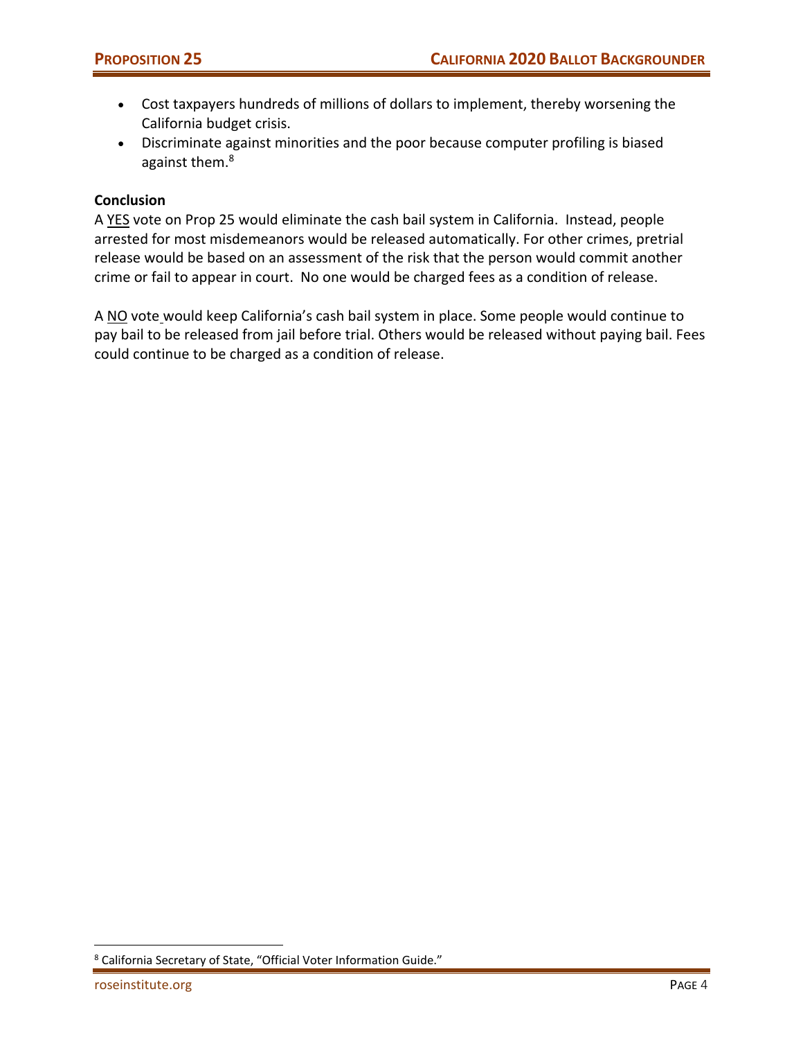- Cost taxpayers hundreds of millions of dollars to implement, thereby worsening the California budget crisis.
- Discriminate against minorities and the poor because computer profiling is biased against them.[8]

**Conclusion**

A YES vote on Prop 25 would eliminate the cash bail system in California. Instead, people arrested for most misdemeanors would be released automatically. For other crimes, pretrial release would be based on an assessment of the risk that the person would commit another crime or fail to appear in court. No one would be charged fees as a condition of release.

A NO vote would keep California's cash bail system in place. Some people would continue to pay bail to be released from jail before trial. Others would be released without paying bail. Fees could continue to be charged as a condition of release.

[8] California Secretary of State, "Official Voter Information Guide."